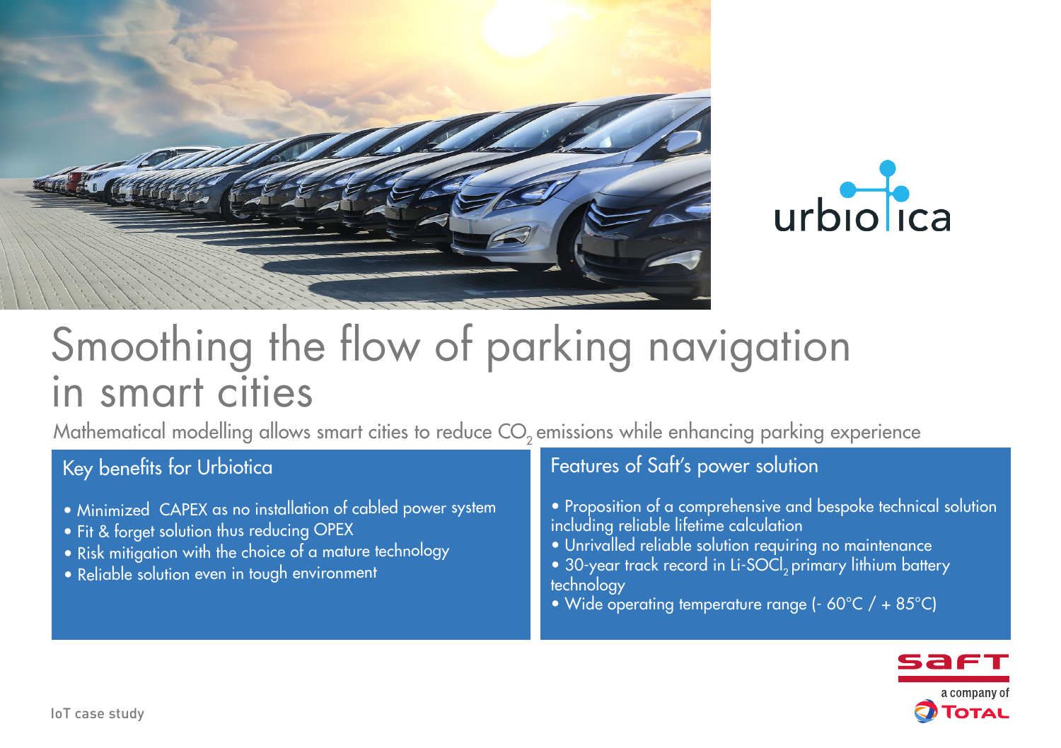# Smoothing the flow of parking navigation in smart cities

Mathematical modelling allows smart cities to reduce $CO_2$ emissions while enhancing parking experience

## Key benefits for Urbiotica

- Minimized CAPEX as no installation of cabled power system
- Fit & forget solution thus reducing OPEX
- Risk mitigation with the choice of a mature technology
- Reliable solution even in tough environment

## Features of Saft's power solution

- Proposition of a comprehensive and bespoke technical solution including reliable lifetime calculation
- Unrivalled reliable solution requiring no maintenance
- 30-year track record in Li-$SOCl_2$ primary lithium battery technology
- Wide operating temperature range (- 60°C / + 85°C)

IoT case study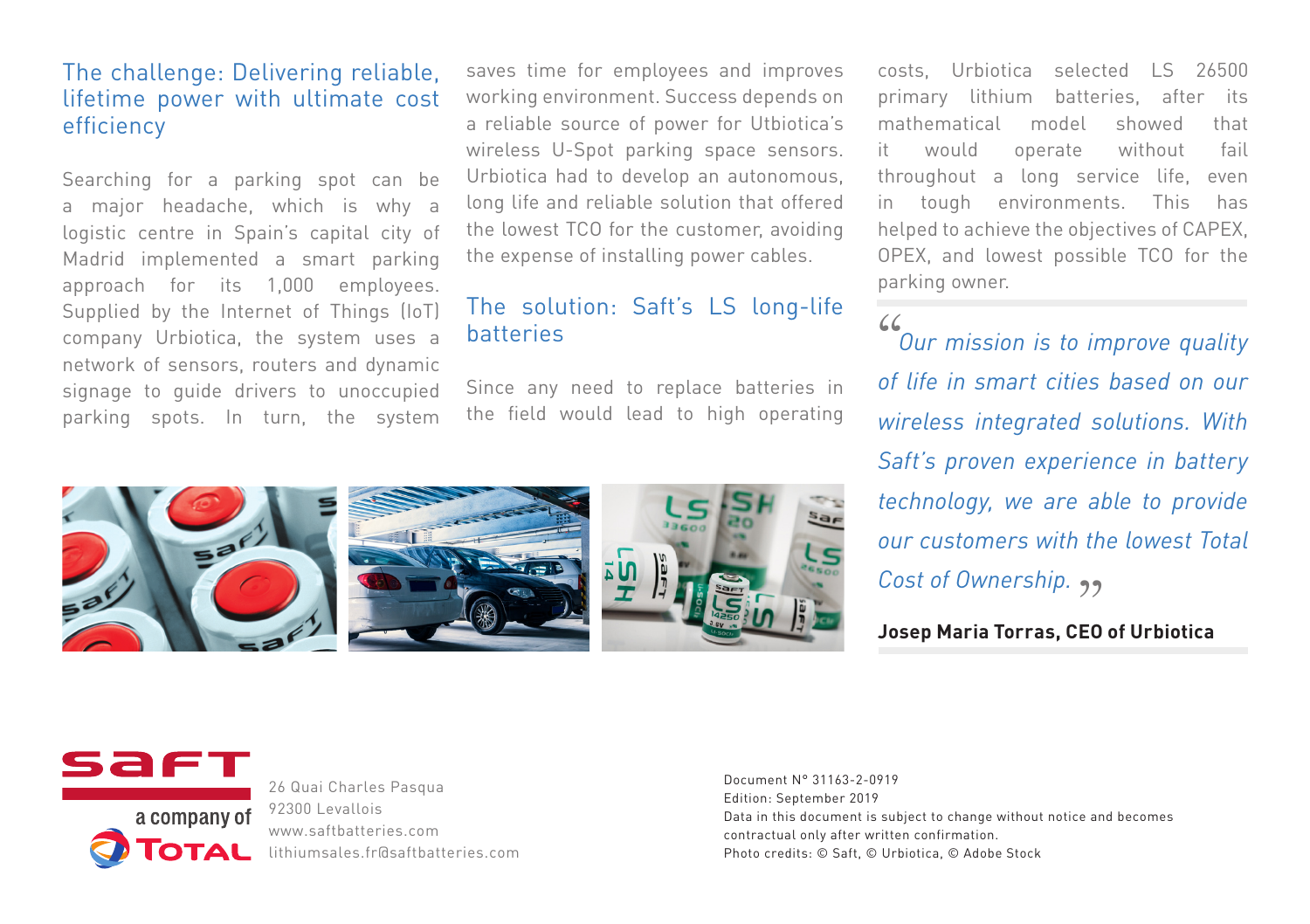## The challenge: Delivering reliable, lifetime power with ultimate cost efficiency

Searching for a parking spot can be a major headache, which is why a logistic centre in Spain's capital city of Madrid implemented a smart parking approach for its 1,000 employees. Supplied by the Internet of Things (IoT) company Urbiotica, the system uses a network of sensors, routers and dynamic signage to guide drivers to unoccupied parking spots. In turn, the system saves time for employees and improves working environment. Success depends on a reliable source of power for Utbiotica's wireless U-Spot parking space sensors. Urbiotica had to develop an autonomous, long life and reliable solution that offered the lowest TCO for the customer, avoiding the expense of installing power cables.

## The solution: Saft's LS long-life batteries

Since any need to replace batteries in the field would lead to high operating costs, Urbiotica selected LS 26500 primary lithium batteries, after its mathematical model showed that it would operate without fail throughout a long service life, even in tough environments. This has helped to achieve the objectives of CAPEX, OPEX, and lowest possible TCO for the parking owner.

> *"Our mission is to improve quality of life in smart cities based on our wireless integrated solutions. With Saft's proven experience in battery technology, we are able to provide our customers with the lowest Total Cost of Ownership."*
>
> **Josep Maria Torras, CEO of Urbiotica**

saft
a company of TOTAL

26 Quai Charles Pasqua
92300 Levallois
www.saftbatteries.com
lithiumsales.fr@saftbatteries.com

Document N° 31163-2-0919
Edition: September 2019
Data in this document is subject to change without notice and becomes contractual only after written confirmation.
Photo credits: © Saft, © Urbiotica, © Adobe Stock